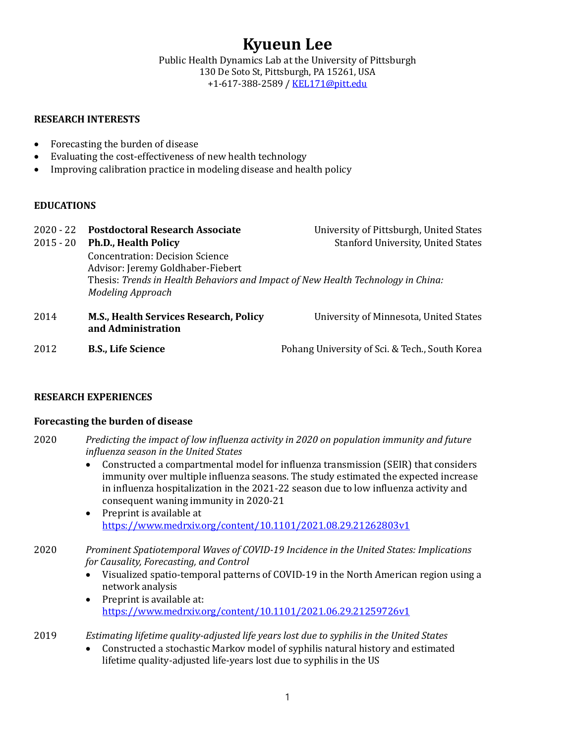# Kyueun Lee

Public Health Dynamics Lab at the University of Pittsburgh
130 De Soto St, Pittsburgh, PA 15261, USA
+1-617-388-2589 / [KEL171@pitt.edu](mailto:KEL171@pitt.edu)

## RESEARCH INTERESTS

- Forecasting the burden of disease
- Evaluating the cost-effectiveness of new health technology
- Improving calibration practice in modeling disease and health policy

## EDUCATIONS

2020 - 22 **Postdoctoral Research Associate** — University of Pittsburgh, United States

2015 - 20 **Ph.D., Health Policy** — Stanford University, United States
Concentration: Decision Science
Advisor: Jeremy Goldhaber-Fiebert
Thesis: *Trends in Health Behaviors and Impact of New Health Technology in China: Modeling Approach*

2014 **M.S., Health Services Research, Policy and Administration** — University of Minnesota, United States

2012 **B.S., Life Science** — Pohang University of Sci. & Tech., South Korea

## RESEARCH EXPERIENCES

### Forecasting the burden of disease

2020 *Predicting the impact of low influenza activity in 2020 on population immunity and future influenza season in the United States*

- Constructed a compartmental model for influenza transmission (SEIR) that considers immunity over multiple influenza seasons. The study estimated the expected increase in influenza hospitalization in the 2021-22 season due to low influenza activity and consequent waning immunity in 2020-21
- Preprint is available at https://www.medrxiv.org/content/10.1101/2021.08.29.21262803v1

2020 *Prominent Spatiotemporal Waves of COVID-19 Incidence in the United States: Implications for Causality, Forecasting, and Control*

- Visualized spatio-temporal patterns of COVID-19 in the North American region using a network analysis
- Preprint is available at: https://www.medrxiv.org/content/10.1101/2021.06.29.21259726v1

2019 *Estimating lifetime quality-adjusted life years lost due to syphilis in the United States*

- Constructed a stochastic Markov model of syphilis natural history and estimated lifetime quality-adjusted life-years lost due to syphilis in the US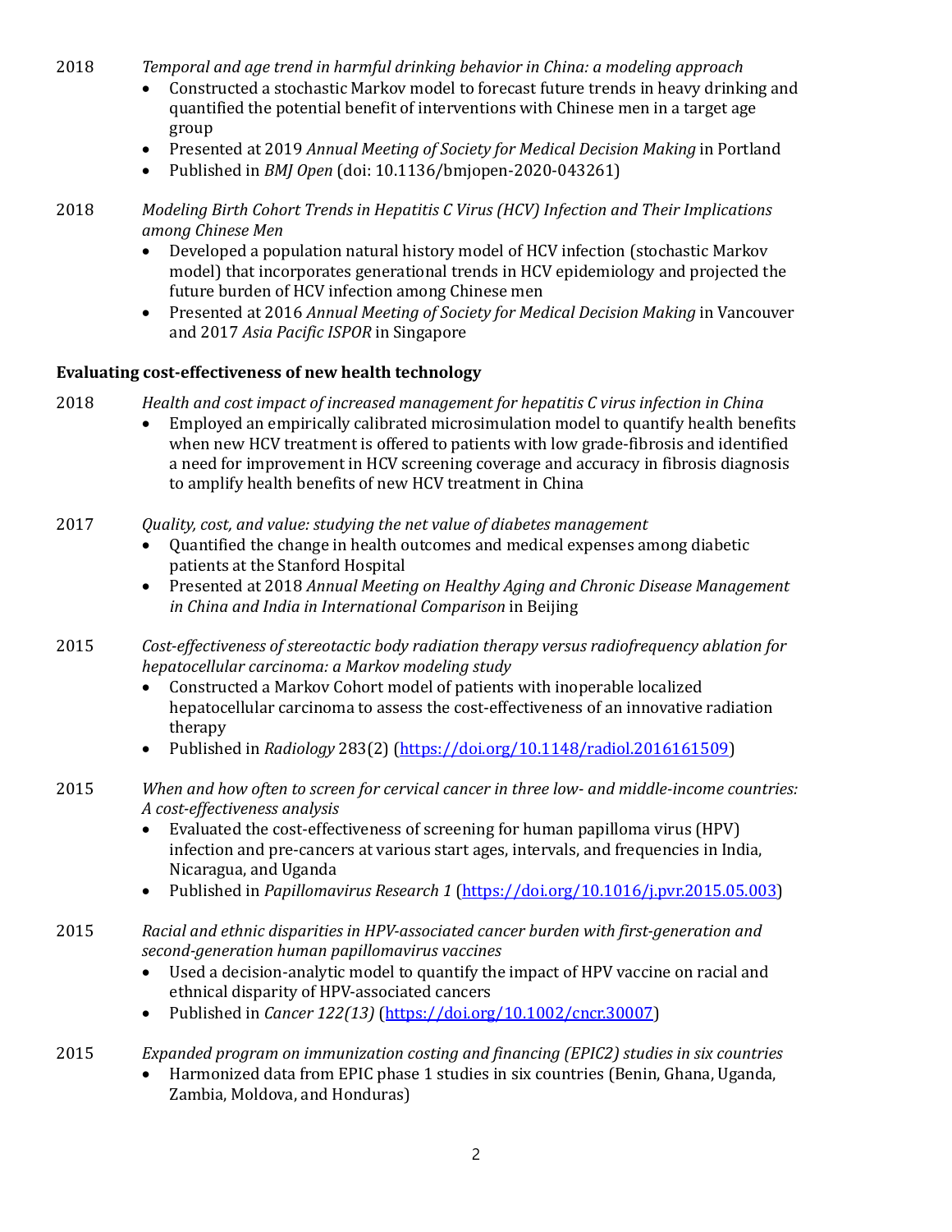2018 *Temporal and age trend in harmful drinking behavior in China: a modeling approach*

- Constructed a stochastic Markov model to forecast future trends in heavy drinking and quantified the potential benefit of interventions with Chinese men in a target age group
- Presented at 2019 *Annual Meeting of Society for Medical Decision Making* in Portland
- Published in *BMJ Open* (doi: 10.1136/bmjopen-2020-043261)

2018 *Modeling Birth Cohort Trends in Hepatitis C Virus (HCV) Infection and Their Implications among Chinese Men*

- Developed a population natural history model of HCV infection (stochastic Markov model) that incorporates generational trends in HCV epidemiology and projected the future burden of HCV infection among Chinese men
- Presented at 2016 *Annual Meeting of Society for Medical Decision Making* in Vancouver and 2017 *Asia Pacific ISPOR* in Singapore

**Evaluating cost-effectiveness of new health technology**

2018 *Health and cost impact of increased management for hepatitis C virus infection in China*

- Employed an empirically calibrated microsimulation model to quantify health benefits when new HCV treatment is offered to patients with low grade-fibrosis and identified a need for improvement in HCV screening coverage and accuracy in fibrosis diagnosis to amplify health benefits of new HCV treatment in China

2017 *Quality, cost, and value: studying the net value of diabetes management*

- Quantified the change in health outcomes and medical expenses among diabetic patients at the Stanford Hospital
- Presented at 2018 *Annual Meeting on Healthy Aging and Chronic Disease Management in China and India in International Comparison* in Beijing

2015 *Cost-effectiveness of stereotactic body radiation therapy versus radiofrequency ablation for hepatocellular carcinoma: a Markov modeling study*

- Constructed a Markov Cohort model of patients with inoperable localized hepatocellular carcinoma to assess the cost-effectiveness of an innovative radiation therapy
- Published in *Radiology* 283(2) (https://doi.org/10.1148/radiol.2016161509)

2015 *When and how often to screen for cervical cancer in three low- and middle-income countries: A cost-effectiveness analysis*

- Evaluated the cost-effectiveness of screening for human papilloma virus (HPV) infection and pre-cancers at various start ages, intervals, and frequencies in India, Nicaragua, and Uganda
- Published in *Papillomavirus Research 1* (https://doi.org/10.1016/j.pvr.2015.05.003)

2015 *Racial and ethnic disparities in HPV-associated cancer burden with first-generation and second-generation human papillomavirus vaccines*

- Used a decision-analytic model to quantify the impact of HPV vaccine on racial and ethnical disparity of HPV-associated cancers
- Published in *Cancer 122(13)* (https://doi.org/10.1002/cncr.30007)

2015 *Expanded program on immunization costing and financing (EPIC2) studies in six countries*

- Harmonized data from EPIC phase 1 studies in six countries (Benin, Ghana, Uganda, Zambia, Moldova, and Honduras)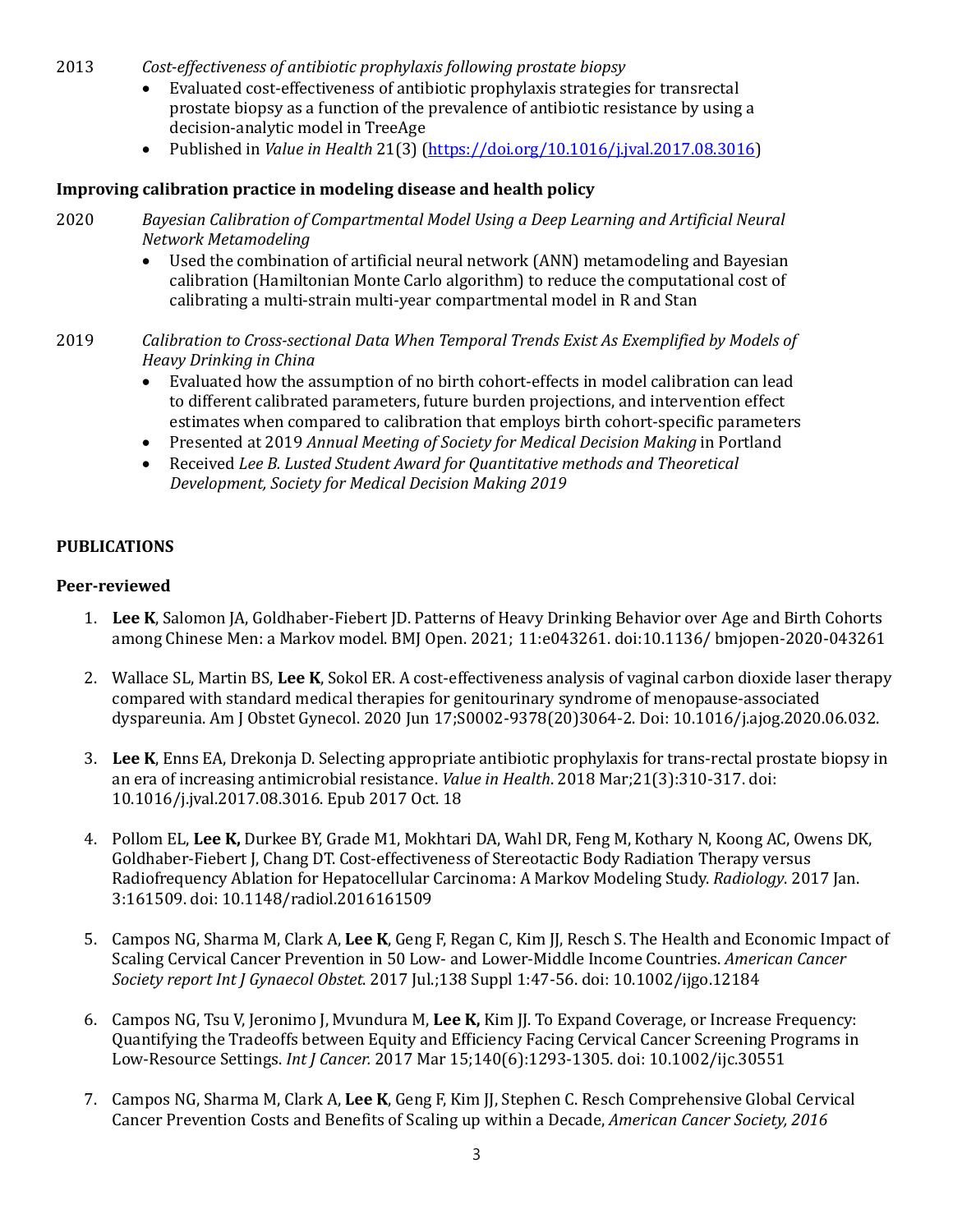2013 *Cost-effectiveness of antibiotic prophylaxis following prostate biopsy*

- Evaluated cost-effectiveness of antibiotic prophylaxis strategies for transrectal prostate biopsy as a function of the prevalence of antibiotic resistance by using a decision-analytic model in TreeAge
- Published in *Value in Health* 21(3) (https://doi.org/10.1016/j.jval.2017.08.3016)

**Improving calibration practice in modeling disease and health policy**

2020 *Bayesian Calibration of Compartmental Model Using a Deep Learning and Artificial Neural Network Metamodeling*

- Used the combination of artificial neural network (ANN) metamodeling and Bayesian calibration (Hamiltonian Monte Carlo algorithm) to reduce the computational cost of calibrating a multi-strain multi-year compartmental model in R and Stan

2019 *Calibration to Cross-sectional Data When Temporal Trends Exist As Exemplified by Models of Heavy Drinking in China*

- Evaluated how the assumption of no birth cohort-effects in model calibration can lead to different calibrated parameters, future burden projections, and intervention effect estimates when compared to calibration that employs birth cohort-specific parameters
- Presented at 2019 *Annual Meeting of Society for Medical Decision Making* in Portland
- Received *Lee B. Lusted Student Award for Quantitative methods and Theoretical Development, Society for Medical Decision Making 2019*

## PUBLICATIONS

### Peer-reviewed

1. **Lee K**, Salomon JA, Goldhaber-Fiebert JD. Patterns of Heavy Drinking Behavior over Age and Birth Cohorts among Chinese Men: a Markov model. BMJ Open. 2021; 11:e043261. doi:10.1136/ bmjopen-2020-043261

2. Wallace SL, Martin BS, **Lee K**, Sokol ER. A cost-effectiveness analysis of vaginal carbon dioxide laser therapy compared with standard medical therapies for genitourinary syndrome of menopause-associated dyspareunia. Am J Obstet Gynecol. 2020 Jun 17;S0002-9378(20)3064-2. Doi: 10.1016/j.ajog.2020.06.032.

3. **Lee K**, Enns EA, Drekonja D. Selecting appropriate antibiotic prophylaxis for trans-rectal prostate biopsy in an era of increasing antimicrobial resistance. *Value in Health*. 2018 Mar;21(3):310-317. doi: 10.1016/j.jval.2017.08.3016. Epub 2017 Oct. 18

4. Pollom EL, **Lee K,** Durkee BY, Grade M1, Mokhtari DA, Wahl DR, Feng M, Kothary N, Koong AC, Owens DK, Goldhaber-Fiebert J, Chang DT. Cost-effectiveness of Stereotactic Body Radiation Therapy versus Radiofrequency Ablation for Hepatocellular Carcinoma: A Markov Modeling Study. *Radiology*. 2017 Jan. 3:161509. doi: 10.1148/radiol.2016161509

5. Campos NG, Sharma M, Clark A, **Lee K**, Geng F, Regan C, Kim JJ, Resch S. The Health and Economic Impact of Scaling Cervical Cancer Prevention in 50 Low- and Lower-Middle Income Countries. *American Cancer Society report Int J Gynaecol Obstet*. 2017 Jul.;138 Suppl 1:47-56. doi: 10.1002/ijgo.12184

6. Campos NG, Tsu V, Jeronimo J, Mvundura M, **Lee K,** Kim JJ. To Expand Coverage, or Increase Frequency: Quantifying the Tradeoffs between Equity and Efficiency Facing Cervical Cancer Screening Programs in Low-Resource Settings. *Int J Cancer.* 2017 Mar 15;140(6):1293-1305. doi: 10.1002/ijc.30551

7. Campos NG, Sharma M, Clark A, **Lee K**, Geng F, Kim JJ, Stephen C. Resch Comprehensive Global Cervical Cancer Prevention Costs and Benefits of Scaling up within a Decade, *American Cancer Society, 2016*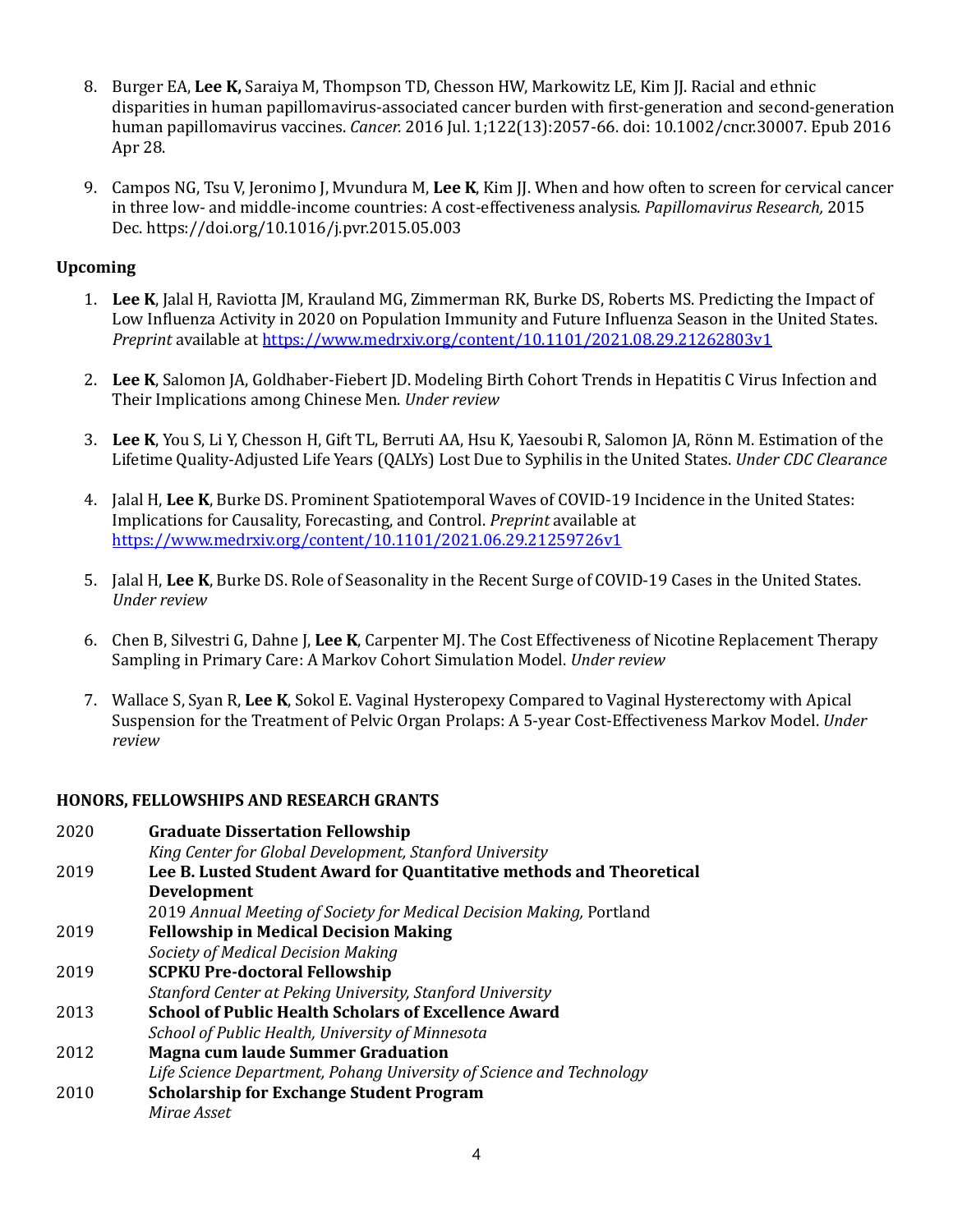8. Burger EA, **Lee K,** Saraiya M, Thompson TD, Chesson HW, Markowitz LE, Kim JJ. Racial and ethnic disparities in human papillomavirus-associated cancer burden with first-generation and second-generation human papillomavirus vaccines. *Cancer.* 2016 Jul. 1;122(13):2057-66. doi: 10.1002/cncr.30007. Epub 2016 Apr 28.

9. Campos NG, Tsu V, Jeronimo J, Mvundura M, **Lee K**, Kim JJ. When and how often to screen for cervical cancer in three low- and middle-income countries: A cost-effectiveness analysis. *Papillomavirus Research,* 2015 Dec. https://doi.org/10.1016/j.pvr.2015.05.003

**Upcoming**

1. **Lee K**, Jalal H, Raviotta JM, Krauland MG, Zimmerman RK, Burke DS, Roberts MS. Predicting the Impact of Low Influenza Activity in 2020 on Population Immunity and Future Influenza Season in the United States. *Preprint* available at [https://www.medrxiv.org/content/10.1101/2021.08.29.21262803v1](https://www.medrxiv.org/content/10.1101/2021.08.29.21262803v1)

2. **Lee K**, Salomon JA, Goldhaber-Fiebert JD. Modeling Birth Cohort Trends in Hepatitis C Virus Infection and Their Implications among Chinese Men. *Under review*

3. **Lee K**, You S, Li Y, Chesson H, Gift TL, Berruti AA, Hsu K, Yaesoubi R, Salomon JA, Rönn M. Estimation of the Lifetime Quality-Adjusted Life Years (QALYs) Lost Due to Syphilis in the United States. *Under CDC Clearance*

4. Jalal H, **Lee K**, Burke DS. Prominent Spatiotemporal Waves of COVID-19 Incidence in the United States: Implications for Causality, Forecasting, and Control. *Preprint* available at [https://www.medrxiv.org/content/10.1101/2021.06.29.21259726v1](https://www.medrxiv.org/content/10.1101/2021.06.29.21259726v1)

5. Jalal H, **Lee K**, Burke DS. Role of Seasonality in the Recent Surge of COVID-19 Cases in the United States. *Under review*

6. Chen B, Silvestri G, Dahne J, **Lee K**, Carpenter MJ. The Cost Effectiveness of Nicotine Replacement Therapy Sampling in Primary Care: A Markov Cohort Simulation Model. *Under review*

7. Wallace S, Syan R, **Lee K**, Sokol E. Vaginal Hysteropexy Compared to Vaginal Hysterectomy with Apical Suspension for the Treatment of Pelvic Organ Prolaps: A 5-year Cost-Effectiveness Markov Model. *Under review*

## HONORS, FELLOWSHIPS AND RESEARCH GRANTS

2020 **Graduate Dissertation Fellowship**
*King Center for Global Development, Stanford University*

2019 **Lee B. Lusted Student Award for Quantitative methods and Theoretical Development**
2019 *Annual Meeting of Society for Medical Decision Making,* Portland

2019 **Fellowship in Medical Decision Making**
*Society of Medical Decision Making*

2019 **SCPKU Pre-doctoral Fellowship**
*Stanford Center at Peking University, Stanford University*

2013 **School of Public Health Scholars of Excellence Award**
*School of Public Health, University of Minnesota*

2012 **Magna cum laude Summer Graduation**
*Life Science Department, Pohang University of Science and Technology*

2010 **Scholarship for Exchange Student Program**
*Mirae Asset*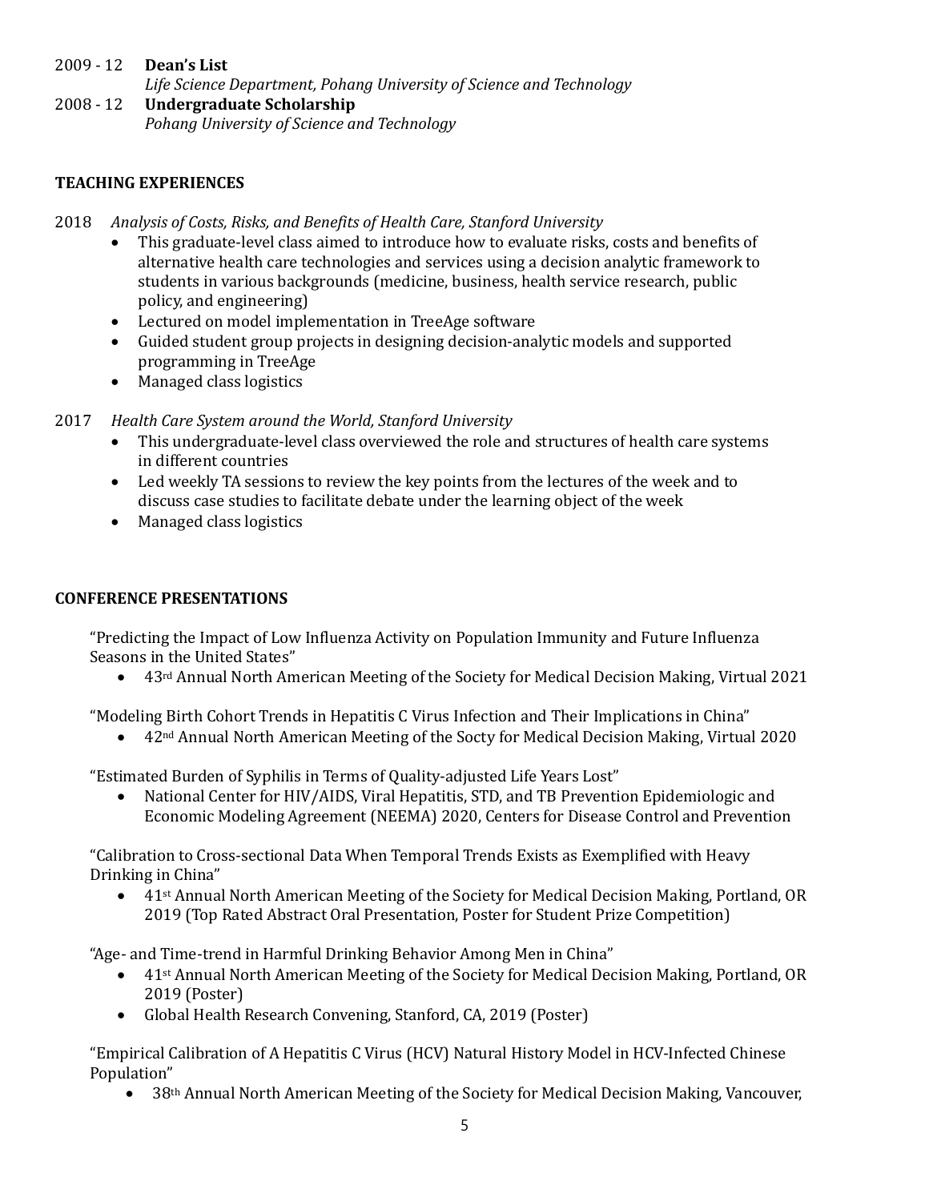2009 - 12 **Dean's List**
*Life Science Department, Pohang University of Science and Technology*

2008 - 12 **Undergraduate Scholarship**
*Pohang University of Science and Technology*

## TEACHING EXPERIENCES

2018 *Analysis of Costs, Risks, and Benefits of Health Care, Stanford University*

- This graduate-level class aimed to introduce how to evaluate risks, costs and benefits of alternative health care technologies and services using a decision analytic framework to students in various backgrounds (medicine, business, health service research, public policy, and engineering)
- Lectured on model implementation in TreeAge software
- Guided student group projects in designing decision-analytic models and supported programming in TreeAge
- Managed class logistics

2017 *Health Care System around the World, Stanford University*

- This undergraduate-level class overviewed the role and structures of health care systems in different countries
- Led weekly TA sessions to review the key points from the lectures of the week and to discuss case studies to facilitate debate under the learning object of the week
- Managed class logistics

## CONFERENCE PRESENTATIONS

"Predicting the Impact of Low Influenza Activity on Population Immunity and Future Influenza Seasons in the United States"

- 43rd Annual North American Meeting of the Society for Medical Decision Making, Virtual 2021

"Modeling Birth Cohort Trends in Hepatitis C Virus Infection and Their Implications in China"

- 42nd Annual North American Meeting of the Socty for Medical Decision Making, Virtual 2020

"Estimated Burden of Syphilis in Terms of Quality-adjusted Life Years Lost"

- National Center for HIV/AIDS, Viral Hepatitis, STD, and TB Prevention Epidemiologic and Economic Modeling Agreement (NEEMA) 2020, Centers for Disease Control and Prevention

"Calibration to Cross-sectional Data When Temporal Trends Exists as Exemplified with Heavy Drinking in China"

- 41st Annual North American Meeting of the Society for Medical Decision Making, Portland, OR 2019 (Top Rated Abstract Oral Presentation, Poster for Student Prize Competition)

"Age- and Time-trend in Harmful Drinking Behavior Among Men in China"

- 41st Annual North American Meeting of the Society for Medical Decision Making, Portland, OR 2019 (Poster)
- Global Health Research Convening, Stanford, CA, 2019 (Poster)

"Empirical Calibration of A Hepatitis C Virus (HCV) Natural History Model in HCV-Infected Chinese Population"

- 38th Annual North American Meeting of the Society for Medical Decision Making, Vancouver,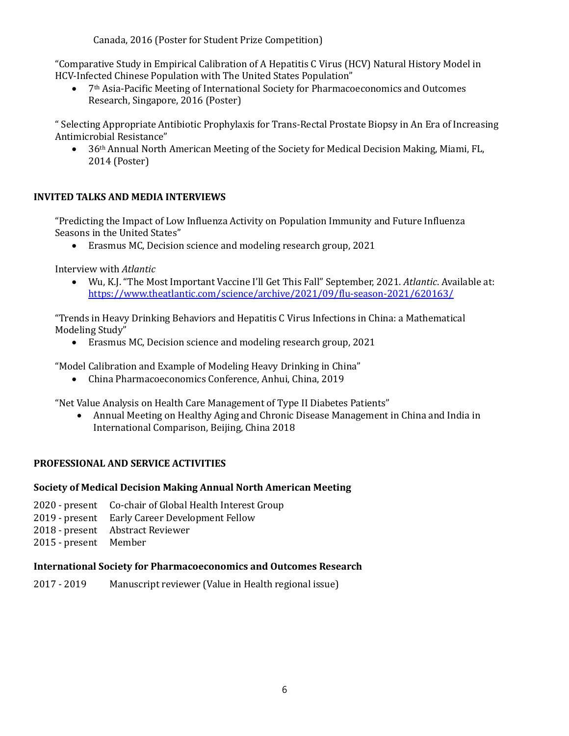Canada, 2016 (Poster for Student Prize Competition)

"Comparative Study in Empirical Calibration of A Hepatitis C Virus (HCV) Natural History Model in HCV-Infected Chinese Population with The United States Population"

- 7th Asia-Pacific Meeting of International Society for Pharmacoeconomics and Outcomes Research, Singapore, 2016 (Poster)

" Selecting Appropriate Antibiotic Prophylaxis for Trans-Rectal Prostate Biopsy in An Era of Increasing Antimicrobial Resistance"

- 36th Annual North American Meeting of the Society for Medical Decision Making, Miami, FL, 2014 (Poster)

## INVITED TALKS AND MEDIA INTERVIEWS

"Predicting the Impact of Low Influenza Activity on Population Immunity and Future Influenza Seasons in the United States"

- Erasmus MC, Decision science and modeling research group, 2021

Interview with *Atlantic*

- Wu, K.J. "The Most Important Vaccine I'll Get This Fall" September, 2021. *Atlantic*. Available at: [https://www.theatlantic.com/science/archive/2021/09/flu-season-2021/620163/](https://www.theatlantic.com/science/archive/2021/09/flu-season-2021/620163/)

"Trends in Heavy Drinking Behaviors and Hepatitis C Virus Infections in China: a Mathematical Modeling Study"

- Erasmus MC, Decision science and modeling research group, 2021

"Model Calibration and Example of Modeling Heavy Drinking in China"

- China Pharmacoeconomics Conference, Anhui, China, 2019

"Net Value Analysis on Health Care Management of Type II Diabetes Patients"

- Annual Meeting on Healthy Aging and Chronic Disease Management in China and India in International Comparison, Beijing, China 2018

## PROFESSIONAL AND SERVICE ACTIVITIES

### Society of Medical Decision Making Annual North American Meeting

2020 - present Co-chair of Global Health Interest Group
2019 - present Early Career Development Fellow
2018 - present Abstract Reviewer
2015 - present Member

### International Society for Pharmacoeconomics and Outcomes Research

2017 - 2019 Manuscript reviewer (Value in Health regional issue)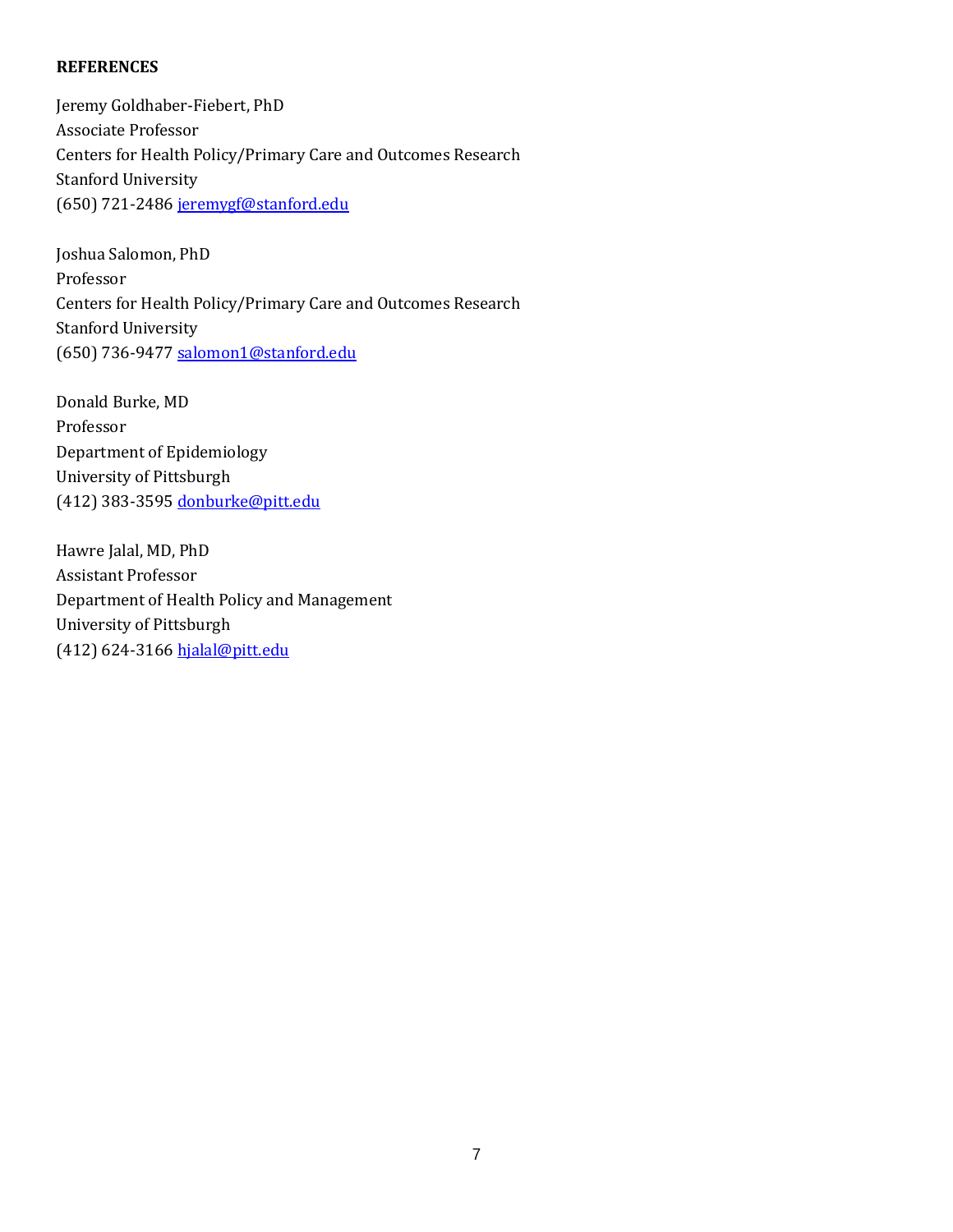**REFERENCES**

Jeremy Goldhaber-Fiebert, PhD
Associate Professor
Centers for Health Policy/Primary Care and Outcomes Research
Stanford University
(650) 721-2486 jeremygf@stanford.edu

Joshua Salomon, PhD
Professor
Centers for Health Policy/Primary Care and Outcomes Research
Stanford University
(650) 736-9477 salomon1@stanford.edu

Donald Burke, MD
Professor
Department of Epidemiology
University of Pittsburgh
(412) 383-3595 donburke@pitt.edu

Hawre Jalal, MD, PhD
Assistant Professor
Department of Health Policy and Management
University of Pittsburgh
(412) 624-3166 hjalal@pitt.edu